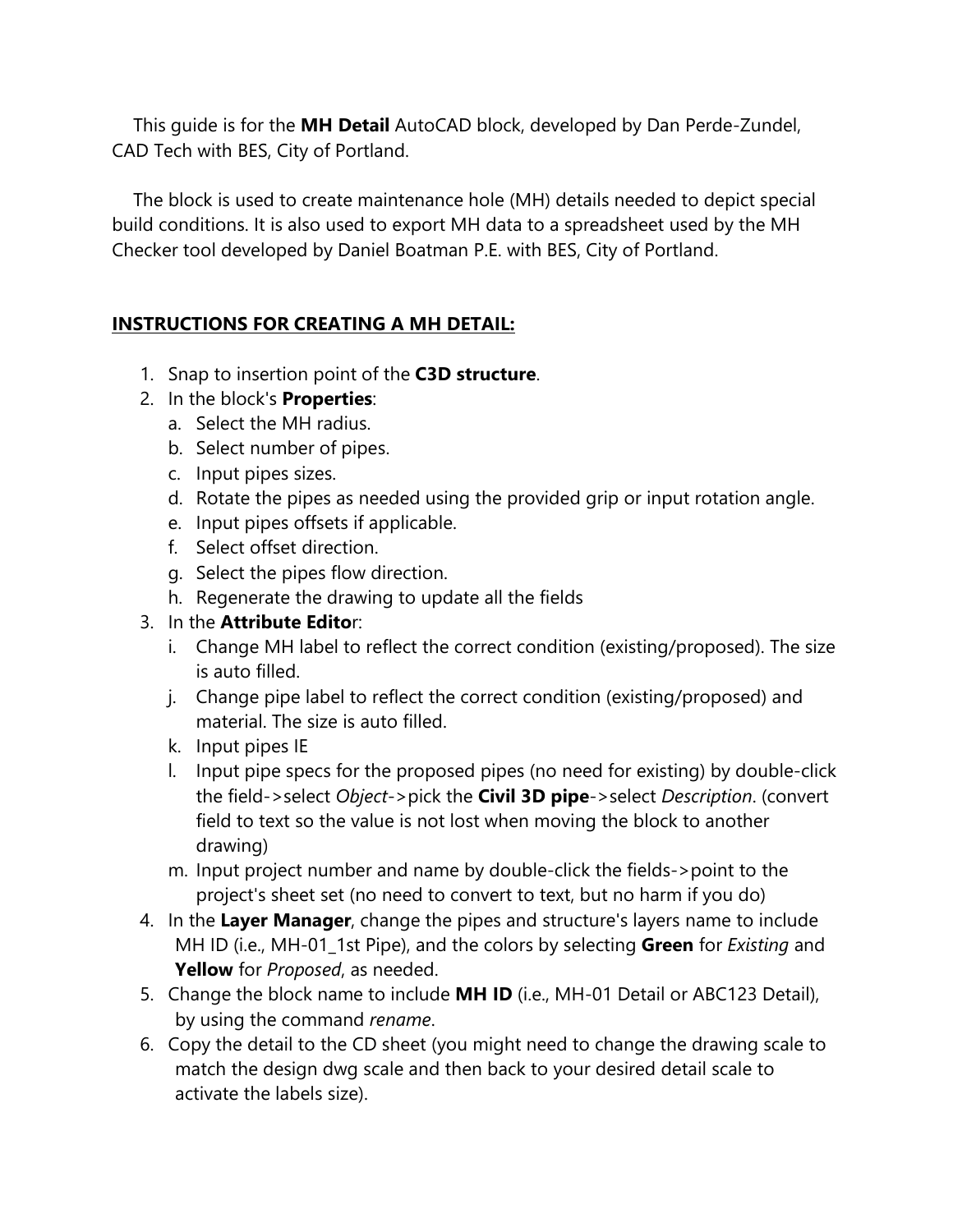This guide is for the **MH Detail** AutoCAD block, developed by Dan Perde-Zundel, CAD Tech with BES, City of Portland.

The block is used to create maintenance hole (MH) details needed to depict special build conditions. It is also used to export MH data to a spreadsheet used by the MH Checker tool developed by Daniel Boatman P.E. with BES, City of Portland.

**INSTRUCTIONS FOR CREATING A MH DETAIL:**

1. Snap to insertion point of the **C3D structure**.
2. In the block's **Properties**:
   a. Select the MH radius.
   b. Select number of pipes.
   c. Input pipes sizes.
   d. Rotate the pipes as needed using the provided grip or input rotation angle.
   e. Input pipes offsets if applicable.
   f. Select offset direction.
   g. Select the pipes flow direction.
   h. Regenerate the drawing to update all the fields
3. In the **Attribute Editor**:
   i. Change MH label to reflect the correct condition (existing/proposed). The size is auto filled.
   j. Change pipe label to reflect the correct condition (existing/proposed) and material. The size is auto filled.
   k. Input pipes IE
   l. Input pipe specs for the proposed pipes (no need for existing) by double-click the field->select *Object*->pick the **Civil 3D pipe**->select *Description*. (convert field to text so the value is not lost when moving the block to another drawing)
   m. Input project number and name by double-click the fields->point to the project's sheet set (no need to convert to text, but no harm if you do)
4. In the **Layer Manager**, change the pipes and structure's layers name to include MH ID (i.e., MH-01_1st Pipe), and the colors by selecting **Green** for *Existing* and **Yellow** for *Proposed*, as needed.
5. Change the block name to include **MH ID** (i.e., MH-01 Detail or ABC123 Detail), by using the command *rename*.
6. Copy the detail to the CD sheet (you might need to change the drawing scale to match the design dwg scale and then back to your desired detail scale to activate the labels size).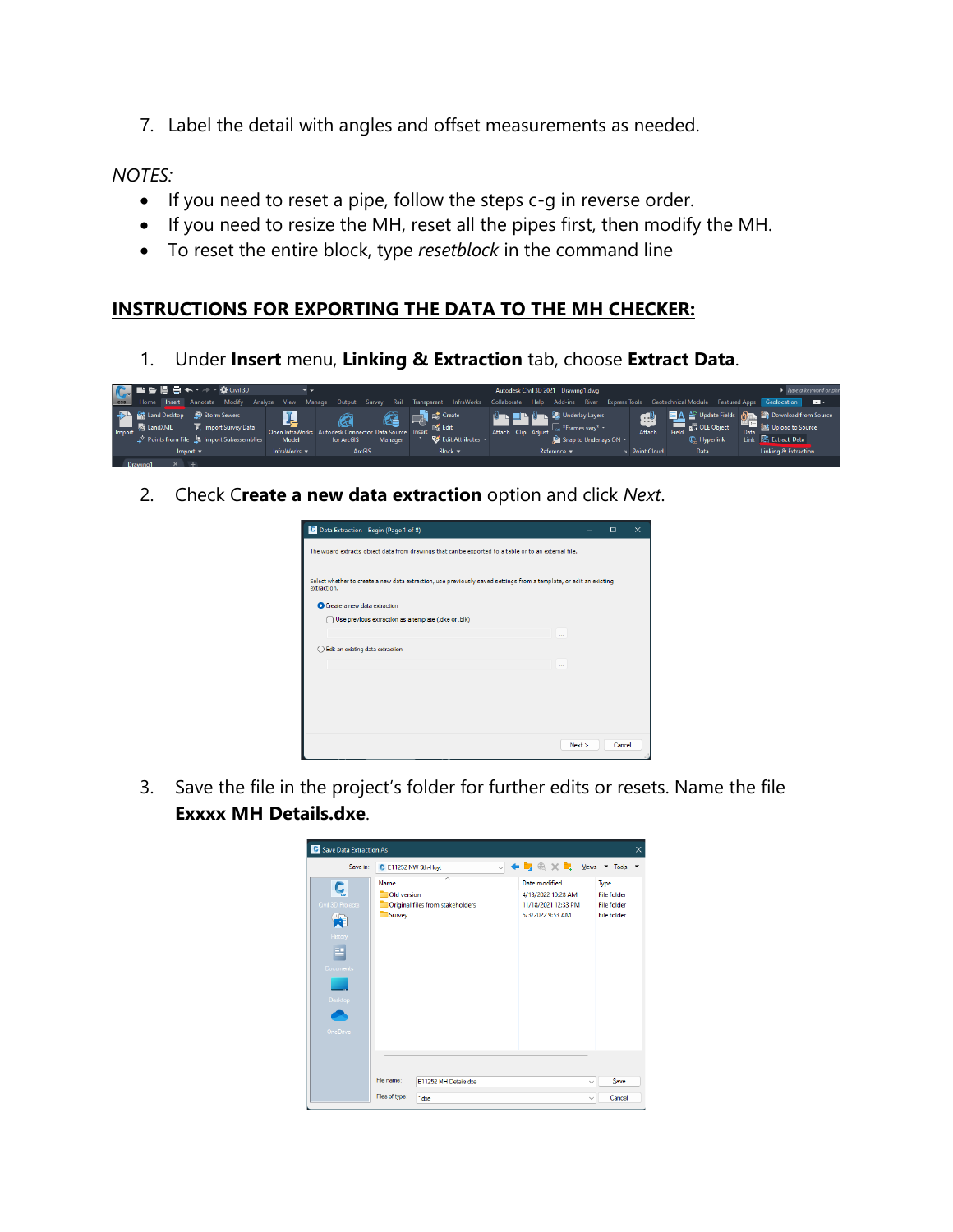7. Label the detail with angles and offset measurements as needed.

*NOTES:*

- If you need to reset a pipe, follow the steps c-g in reverse order.
- If you need to resize the MH, reset all the pipes first, then modify the MH.
- To reset the entire block, type *resetblock* in the command line

## INSTRUCTIONS FOR EXPORTING THE DATA TO THE MH CHECKER:

1. Under **Insert** menu, **Linking & Extraction** tab, choose **Extract Data**.

2. Check C**reate a new data extraction** option and click *Next*.

3. Save the file in the project's folder for further edits or resets. Name the file **Exxxx MH Details.dxe**.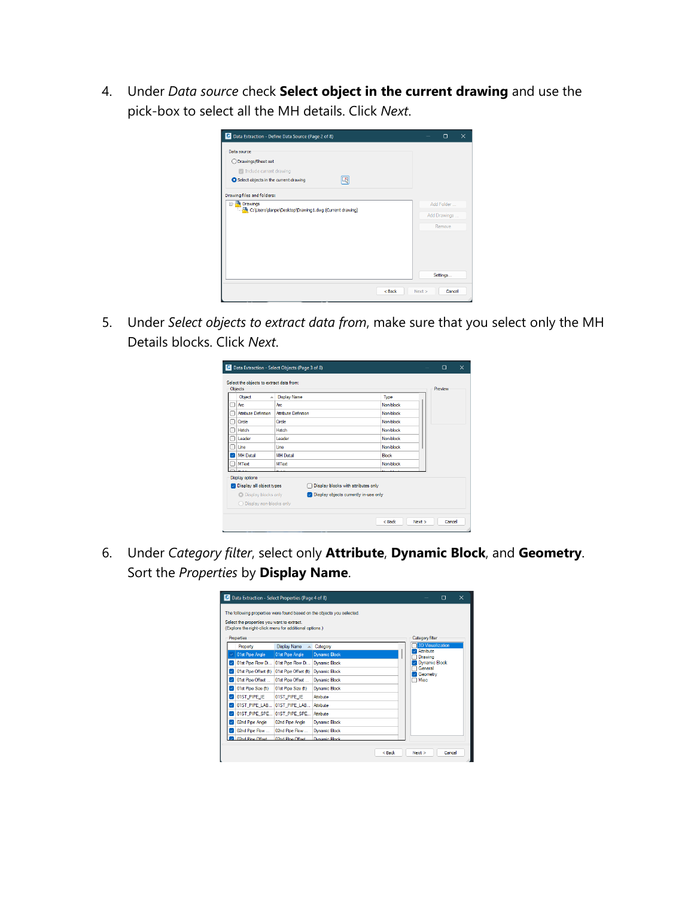4. Under *Data source* check **Select object in the current drawing** and use the pick-box to select all the MH details. Click *Next*.

5. Under *Select objects to extract data from*, make sure that you select only the MH Details blocks. Click *Next*.

6. Under *Category filter*, select only **Attribute**, **Dynamic Block**, and **Geometry**. Sort the *Properties* by **Display Name**.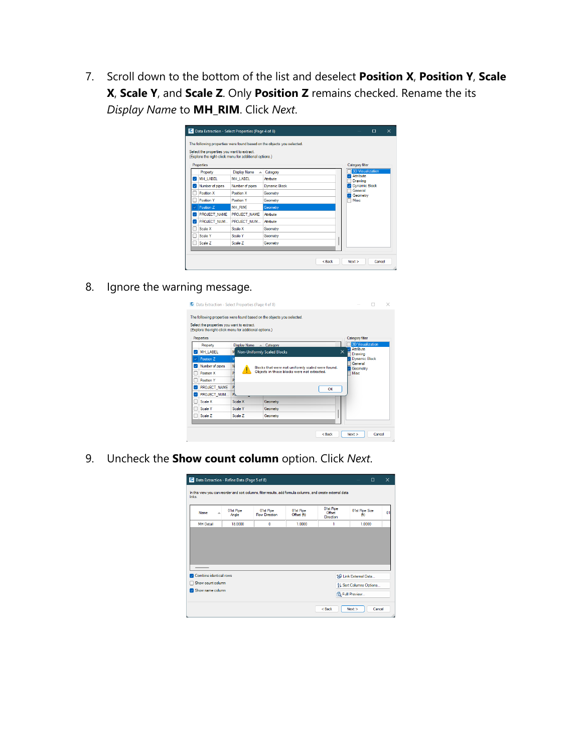7. Scroll down to the bottom of the list and deselect **Position X**, **Position Y**, **Scale X**, **Scale Y**, and **Scale Z**. Only **Position Z** remains checked. Rename the its *Display Name* to **MH_RIM**. Click *Next*.

8. Ignore the warning message.

9. Uncheck the **Show count column** option. Click *Next*.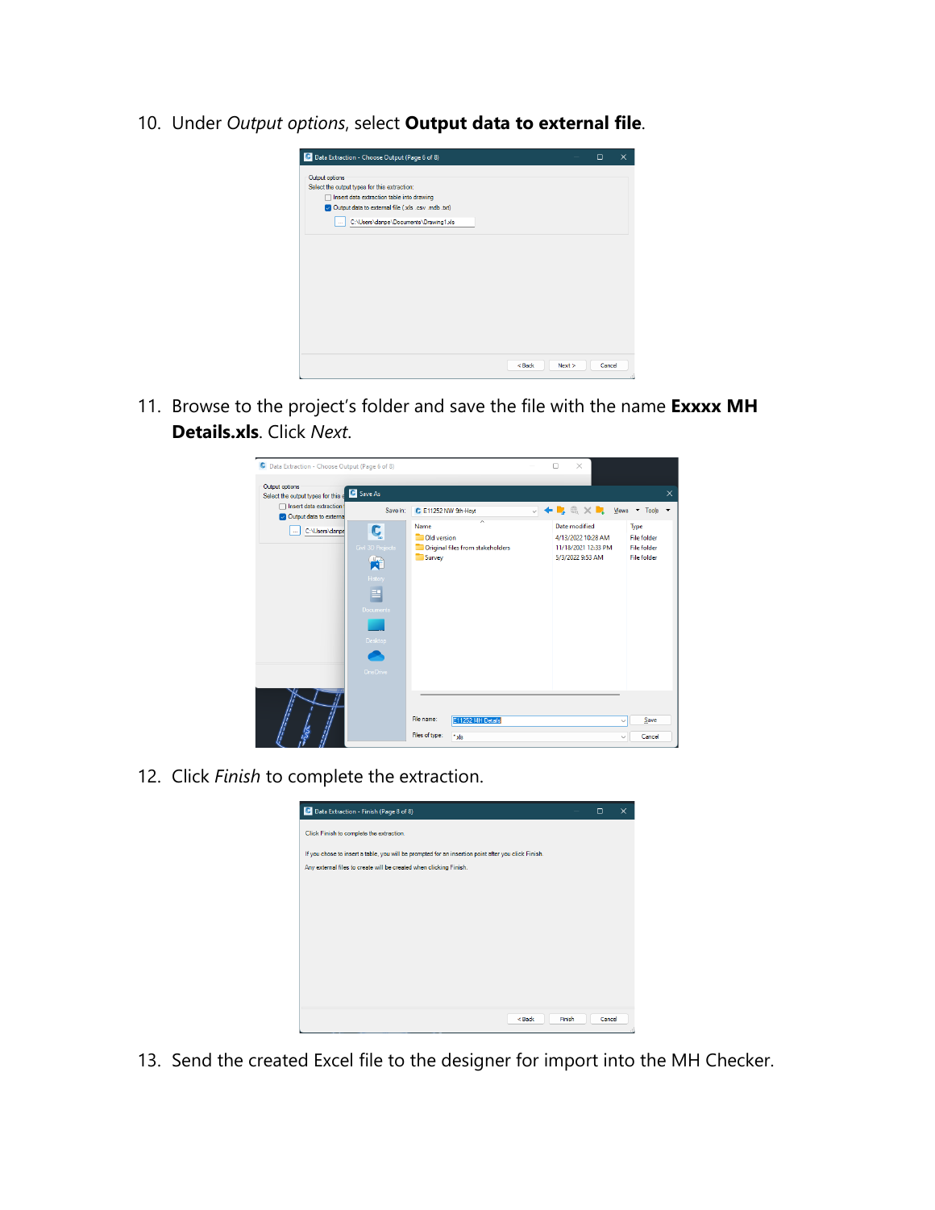10. Under *Output options*, select **Output data to external file**.

11. Browse to the project's folder and save the file with the name **Exxxx MH Details.xls**. Click *Next*.

12. Click *Finish* to complete the extraction.

13. Send the created Excel file to the designer for import into the MH Checker.